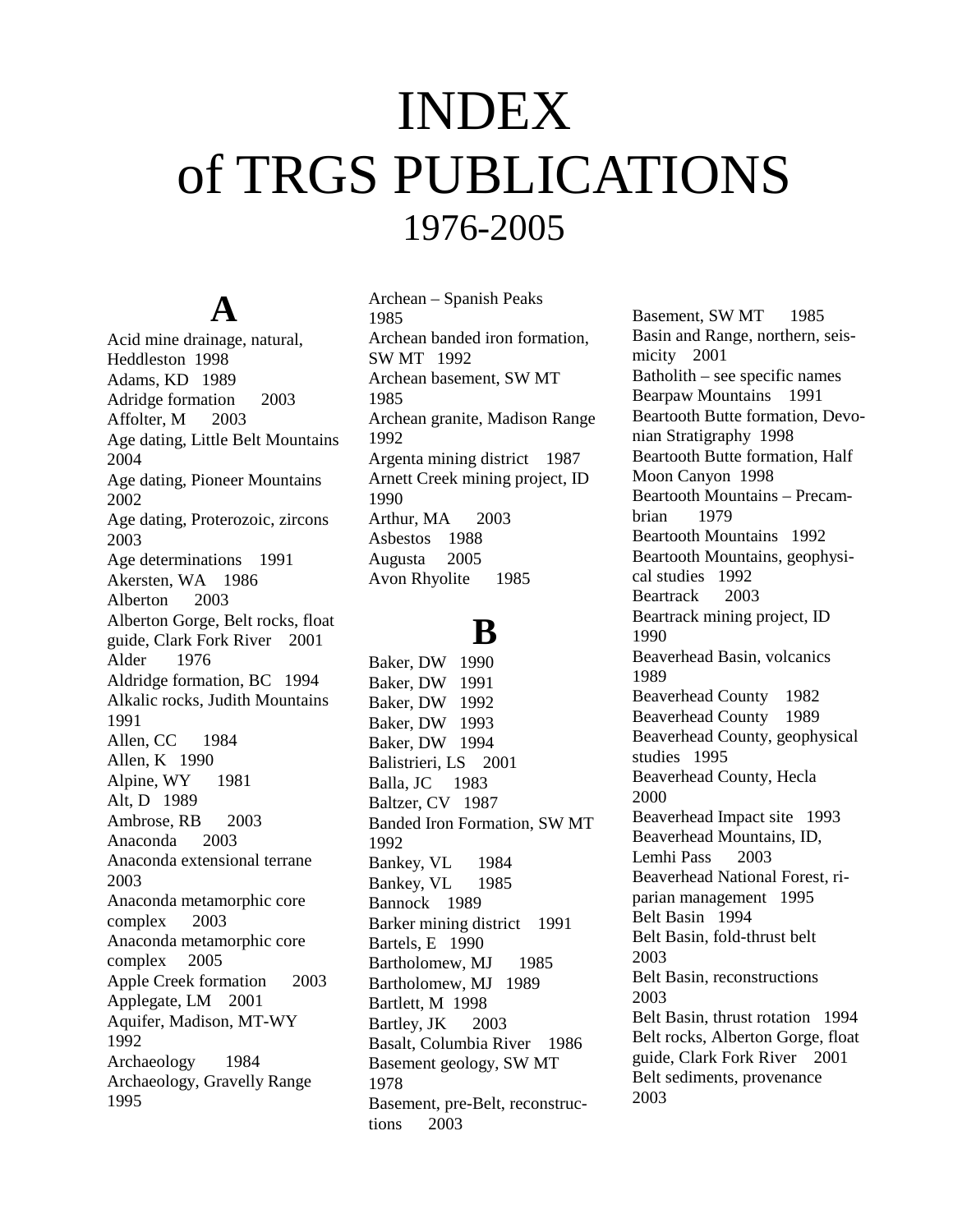# INDEX of TRGS PUBLICATIONS 1976-2005

## A

Acid mine drainage, natural, Heddleston 1998
Adams, KD 1989
Adridge formation 2003
Affolter, M 2003
Age dating, Little Belt Mountains 2004
Age dating, Pioneer Mountains 2002
Age dating, Proterozoic, zircons 2003
Age determinations 1991
Akersten, WA 1986
Alberton 2003
Alberton Gorge, Belt rocks, float guide, Clark Fork River 2001
Alder 1976
Aldridge formation, BC 1994
Alkalic rocks, Judith Mountains 1991
Allen, CC 1984
Allen, K 1990
Alpine, WY 1981
Alt, D 1989
Ambrose, RB 2003
Anaconda 2003
Anaconda extensional terrane 2003
Anaconda metamorphic core complex 2003
Anaconda metamorphic core complex 2005
Apple Creek formation 2003
Applegate, LM 2001
Aquifer, Madison, MT-WY 1992
Archaeology 1984
Archaeology, Gravelly Range 1995
Archean – Spanish Peaks 1985
Archean banded iron formation, SW MT 1992
Archean basement, SW MT 1985
Archean granite, Madison Range 1992
Argenta mining district 1987
Arnett Creek mining project, ID 1990
Arthur, MA 2003
Asbestos 1988
Augusta 2005
Avon Rhyolite 1985

## B

Baker, DW 1990
Baker, DW 1991
Baker, DW 1992
Baker, DW 1993
Baker, DW 1994
Balistrieri, LS 2001
Balla, JC 1983
Baltzer, CV 1987
Banded Iron Formation, SW MT 1992
Bankey, VL 1984
Bankey, VL 1985
Bannock 1989
Barker mining district 1991
Bartels, E 1990
Bartholomew, MJ 1985
Bartholomew, MJ 1989
Bartlett, M 1998
Bartley, JK 2003
Basalt, Columbia River 1986
Basement geology, SW MT 1978
Basement, pre-Belt, reconstructions 2003
Basement, SW MT 1985
Basin and Range, northern, seismicity 2001
Batholith – see specific names
Bearpaw Mountains 1991
Beartooth Butte formation, Devonian Stratigraphy 1998
Beartooth Butte formation, Half Moon Canyon 1998
Beartooth Mountains – Precambrian 1979
Beartooth Mountains 1992
Beartooth Mountains, geophysical studies 1992
Beartrack 2003
Beartrack mining project, ID 1990
Beaverhead Basin, volcanics 1989
Beaverhead County 1982
Beaverhead County 1989
Beaverhead County, geophysical studies 1995
Beaverhead County, Hecla 2000
Beaverhead Impact site 1993
Beaverhead Mountains, ID, Lemhi Pass 2003
Beaverhead National Forest, riparian management 1995
Belt Basin 1994
Belt Basin, fold-thrust belt 2003
Belt Basin, reconstructions 2003
Belt Basin, thrust rotation 1994
Belt rocks, Alberton Gorge, float guide, Clark Fork River 2001
Belt sediments, provenance 2003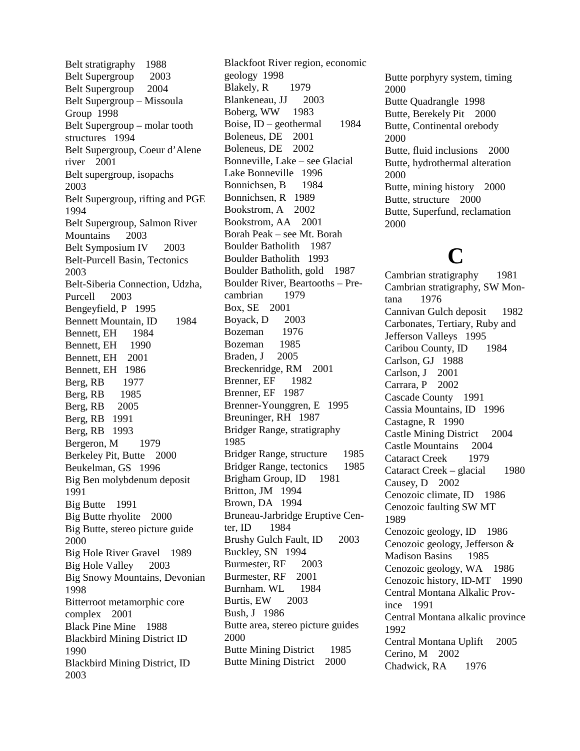Belt stratigraphy 1988
Belt Supergroup 2003
Belt Supergroup 2004
Belt Supergroup – Missoula Group 1998
Belt Supergroup – molar tooth structures 1994
Belt Supergroup, Coeur d'Alene river 2001
Belt supergroup, isopachs 2003
Belt Supergroup, rifting and PGE 1994
Belt Supergroup, Salmon River Mountains 2003
Belt Symposium IV 2003
Belt-Purcell Basin, Tectonics 2003
Belt-Siberia Connection, Udzha, Purcell 2003
Bengeyfield, P 1995
Bennett Mountain, ID 1984
Bennett, EH 1984
Bennett, EH 1990
Bennett, EH 2001
Bennett, EH 1986
Berg, RB 1977
Berg, RB 1985
Berg, RB 2005
Berg, RB 1991
Berg, RB 1993
Bergeron, M 1979
Berkeley Pit, Butte 2000
Beukelman, GS 1996
Big Ben molybdenum deposit 1991
Big Butte 1991
Big Butte rhyolite 2000
Big Butte, stereo picture guide 2000
Big Hole River Gravel 1989
Big Hole Valley 2003
Big Snowy Mountains, Devonian 1998
Bitterroot metamorphic core complex 2001
Black Pine Mine 1988
Blackbird Mining District ID 1990
Blackbird Mining District, ID 2003
Blackfoot River region, economic geology 1998
Blakely, R 1979
Blankeneau, JJ 2003
Boberg, WW 1983
Boise, ID – geothermal 1984
Boleneus, DE 2001
Boleneus, DE 2002
Bonneville, Lake – see Glacial Lake Bonneville 1996
Bonnichsen, B 1984
Bonnichsen, R 1989
Bookstrom, A 2002
Bookstrom, AA 2001
Borah Peak – see Mt. Borah
Boulder Batholith 1987
Boulder Batholith 1993
Boulder Batholith, gold 1987
Boulder River, Beartooths – Precambrian 1979
Box, SE 2001
Boyack, D 2003
Bozeman 1976
Bozeman 1985
Braden, J 2005
Breckenridge, RM 2001
Brenner, EF 1982
Brenner, EF 1987
Brenner-Younggren, E 1995
Breuninger, RH 1987
Bridger Range, stratigraphy 1985
Bridger Range, structure 1985
Bridger Range, tectonics 1985
Brigham Group, ID 1981
Britton, JM 1994
Brown, DA 1994
Bruneau-Jarbridge Eruptive Center, ID 1984
Brushy Gulch Fault, ID 2003
Buckley, SN 1994
Burmester, RF 2003
Burmester, RF 2001
Burnham. WL 1984
Burtis, EW 2003
Bush, J 1986
Butte area, stereo picture guides 2000
Butte Mining District 1985
Butte Mining District 2000
Butte porphyry system, timing 2000
Butte Quadrangle 1998
Butte, Berekely Pit 2000
Butte, Continental orebody 2000
Butte, fluid inclusions 2000
Butte, hydrothermal alteration 2000
Butte, mining history 2000
Butte, structure 2000
Butte, Superfund, reclamation 2000

# C

Cambrian stratigraphy 1981
Cambrian stratigraphy, SW Montana 1976
Cannivan Gulch deposit 1982
Carbonates, Tertiary, Ruby and Jefferson Valleys 1995
Caribou County, ID 1984
Carlson, GJ 1988
Carlson, J 2001
Carrara, P 2002
Cascade County 1991
Cassia Mountains, ID 1996
Castagne, R 1990
Castle Mining District 2004
Castle Mountains 2004
Cataract Creek 1979
Cataract Creek – glacial 1980
Causey, D 2002
Cenozoic climate, ID 1986
Cenozoic faulting SW MT 1989
Cenozoic geology, ID 1986
Cenozoic geology, Jefferson & Madison Basins 1985
Cenozoic geology, WA 1986
Cenozoic history, ID-MT 1990
Central Montana Alkalic Province 1991
Central Montana alkalic province 1992
Central Montana Uplift 2005
Cerino, M 2002
Chadwick, RA 1976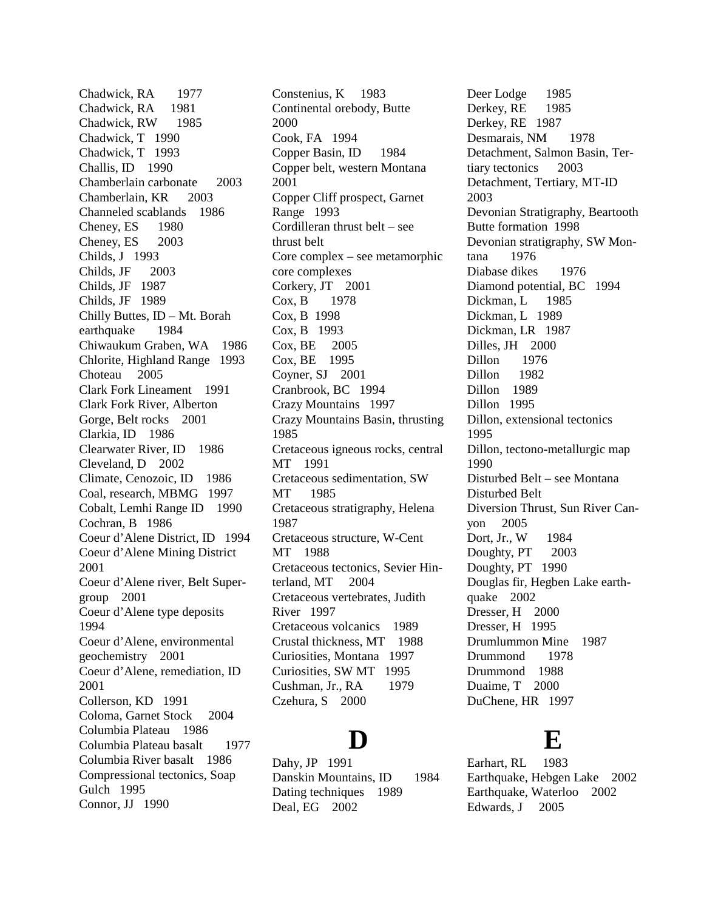Chadwick, RA 1977
Chadwick, RA 1981
Chadwick, RW 1985
Chadwick, T 1990
Chadwick, T 1993
Challis, ID 1990
Chamberlain carbonate 2003
Chamberlain, KR 2003
Channeled scablands 1986
Cheney, ES 1980
Cheney, ES 2003
Childs, J 1993
Childs, JF 2003
Childs, JF 1987
Childs, JF 1989
Chilly Buttes, ID – Mt. Borah earthquake 1984
Chiwaukum Graben, WA 1986
Chlorite, Highland Range 1993
Choteau 2005
Clark Fork Lineament 1991
Clark Fork River, Alberton Gorge, Belt rocks 2001
Clarkia, ID 1986
Clearwater River, ID 1986
Cleveland, D 2002
Climate, Cenozoic, ID 1986
Coal, research, MBMG 1997
Cobalt, Lemhi Range ID 1990
Cochran, B 1986
Coeur d'Alene District, ID 1994
Coeur d'Alene Mining District 2001
Coeur d'Alene river, Belt Supergroup 2001
Coeur d'Alene type deposits 1994
Coeur d'Alene, environmental geochemistry 2001
Coeur d'Alene, remediation, ID 2001
Collerson, KD 1991
Coloma, Garnet Stock 2004
Columbia Plateau 1986
Columbia Plateau basalt 1977
Columbia River basalt 1986
Compressional tectonics, Soap Gulch 1995
Connor, JJ 1990
Constenius, K 1983
Continental orebody, Butte 2000
Cook, FA 1994
Copper Basin, ID 1984
Copper belt, western Montana 2001
Copper Cliff prospect, Garnet Range 1993
Cordilleran thrust belt – see thrust belt
Core complex – see metamorphic core complexes
Corkery, JT 2001
Cox, B 1978
Cox, B 1998
Cox, B 1993
Cox, BE 2005
Cox, BE 1995
Coyner, SJ 2001
Cranbrook, BC 1994
Crazy Mountains 1997
Crazy Mountains Basin, thrusting 1985
Cretaceous igneous rocks, central MT 1991
Cretaceous sedimentation, SW MT 1985
Cretaceous stratigraphy, Helena 1987
Cretaceous structure, W-Cent MT 1988
Cretaceous tectonics, Sevier Hinterland, MT 2004
Cretaceous vertebrates, Judith River 1997
Cretaceous volcanics 1989
Crustal thickness, MT 1988
Curiosities, Montana 1997
Curiosities, SW MT 1995
Cushman, Jr., RA 1979
Czehura, S 2000

# D

Dahy, JP 1991
Danskin Mountains, ID 1984
Dating techniques 1989
Deal, EG 2002
Deer Lodge 1985
Derkey, RE 1985
Derkey, RE 1987
Desmarais, NM 1978
Detachment, Salmon Basin, Tertiary tectonics 2003
Detachment, Tertiary, MT-ID 2003
Devonian Stratigraphy, Beartooth Butte formation 1998
Devonian stratigraphy, SW Montana 1976
Diabase dikes 1976
Diamond potential, BC 1994
Dickman, L 1985
Dickman, L 1989
Dickman, LR 1987
Dilles, JH 2000
Dillon 1976
Dillon 1982
Dillon 1989
Dillon 1995
Dillon, extensional tectonics 1995
Dillon, tectono-metallurgic map 1990
Disturbed Belt – see Montana Disturbed Belt
Diversion Thrust, Sun River Canyon 2005
Dort, Jr., W 1984
Doughty, PT 2003
Doughty, PT 1990
Douglas fir, Hegben Lake earthquake 2002
Dresser, H 2000
Dresser, H 1995
Drumlummon Mine 1987
Drummond 1978
Drummond 1988
Duaime, T 2000
DuChene, HR 1997

# E

Earhart, RL 1983
Earthquake, Hebgen Lake 2002
Earthquake, Waterloo 2002
Edwards, J 2005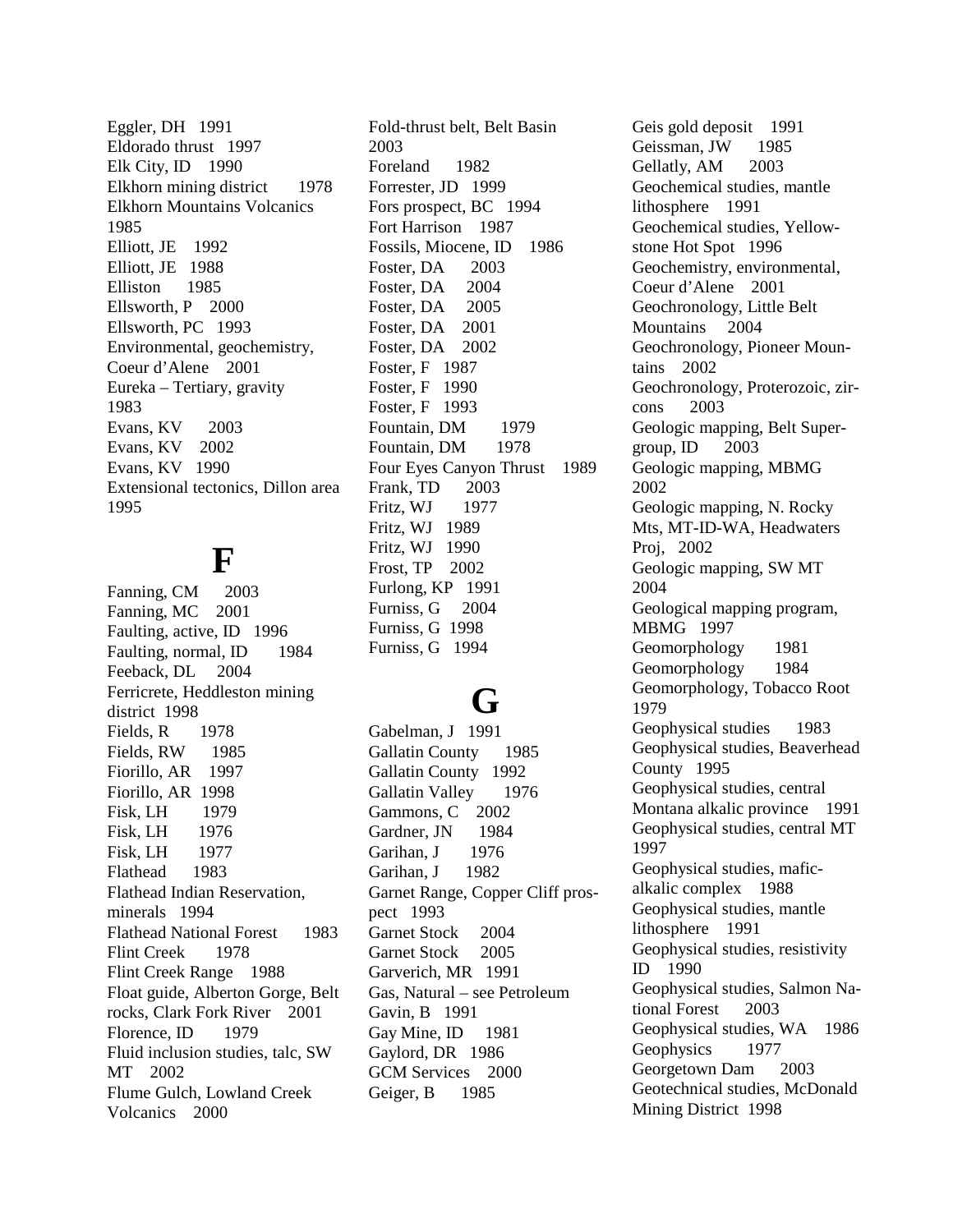Eggler, DH 1991
Eldorado thrust 1997
Elk City, ID 1990
Elkhorn mining district 1978
Elkhorn Mountains Volcanics 1985
Elliott, JE 1992
Elliott, JE 1988
Elliston 1985
Ellsworth, P 2000
Ellsworth, PC 1993
Environmental, geochemistry, Coeur d'Alene 2001
Eureka – Tertiary, gravity 1983
Evans, KV 2003
Evans, KV 2002
Evans, KV 1990
Extensional tectonics, Dillon area 1995

# F

Fanning, CM 2003
Fanning, MC 2001
Faulting, active, ID 1996
Faulting, normal, ID 1984
Feeback, DL 2004
Ferricrete, Heddleston mining district 1998
Fields, R 1978
Fields, RW 1985
Fiorillo, AR 1997
Fiorillo, AR 1998
Fisk, LH 1979
Fisk, LH 1976
Fisk, LH 1977
Flathead 1983
Flathead Indian Reservation, minerals 1994
Flathead National Forest 1983
Flint Creek 1978
Flint Creek Range 1988
Float guide, Alberton Gorge, Belt rocks, Clark Fork River 2001
Florence, ID 1979
Fluid inclusion studies, talc, SW MT 2002
Flume Gulch, Lowland Creek Volcanics 2000
Fold-thrust belt, Belt Basin 2003
Foreland 1982
Forrester, JD 1999
Fors prospect, BC 1994
Fort Harrison 1987
Fossils, Miocene, ID 1986
Foster, DA 2003
Foster, DA 2004
Foster, DA 2005
Foster, DA 2001
Foster, DA 2002
Foster, F 1987
Foster, F 1990
Foster, F 1993
Fountain, DM 1979
Fountain, DM 1978
Four Eyes Canyon Thrust 1989
Frank, TD 2003
Fritz, WJ 1977
Fritz, WJ 1989
Fritz, WJ 1990
Frost, TP 2002
Furlong, KP 1991
Furniss, G 2004
Furniss, G 1998
Furniss, G 1994

# G

Gabelman, J 1991
Gallatin County 1985
Gallatin County 1992
Gallatin Valley 1976
Gammons, C 2002
Gardner, JN 1984
Garihan, J 1976
Garihan, J 1982
Garnet Range, Copper Cliff prospect 1993
Garnet Stock 2004
Garnet Stock 2005
Garverich, MR 1991
Gas, Natural – see Petroleum
Gavin, B 1991
Gay Mine, ID 1981
Gaylord, DR 1986
GCM Services 2000
Geiger, B 1985
Geis gold deposit 1991
Geissman, JW 1985
Gellatly, AM 2003
Geochemical studies, mantle lithosphere 1991
Geochemical studies, Yellowstone Hot Spot 1996
Geochemistry, environmental, Coeur d'Alene 2001
Geochronology, Little Belt Mountains 2004
Geochronology, Pioneer Mountains 2002
Geochronology, Proterozoic, zircons 2003
Geologic mapping, Belt Supergroup, ID 2003
Geologic mapping, MBMG 2002
Geologic mapping, N. Rocky Mts, MT-ID-WA, Headwaters Proj, 2002
Geologic mapping, SW MT 2004
Geological mapping program, MBMG 1997
Geomorphology 1981
Geomorphology 1984
Geomorphology, Tobacco Root 1979
Geophysical studies 1983
Geophysical studies, Beaverhead County 1995
Geophysical studies, central Montana alkalic province 1991
Geophysical studies, central MT 1997
Geophysical studies, mafic-alkalic complex 1988
Geophysical studies, mantle lithosphere 1991
Geophysical studies, resistivity ID 1990
Geophysical studies, Salmon National Forest 2003
Geophysical studies, WA 1986
Geophysics 1977
Georgetown Dam 2003
Geotechnical studies, McDonald Mining District 1998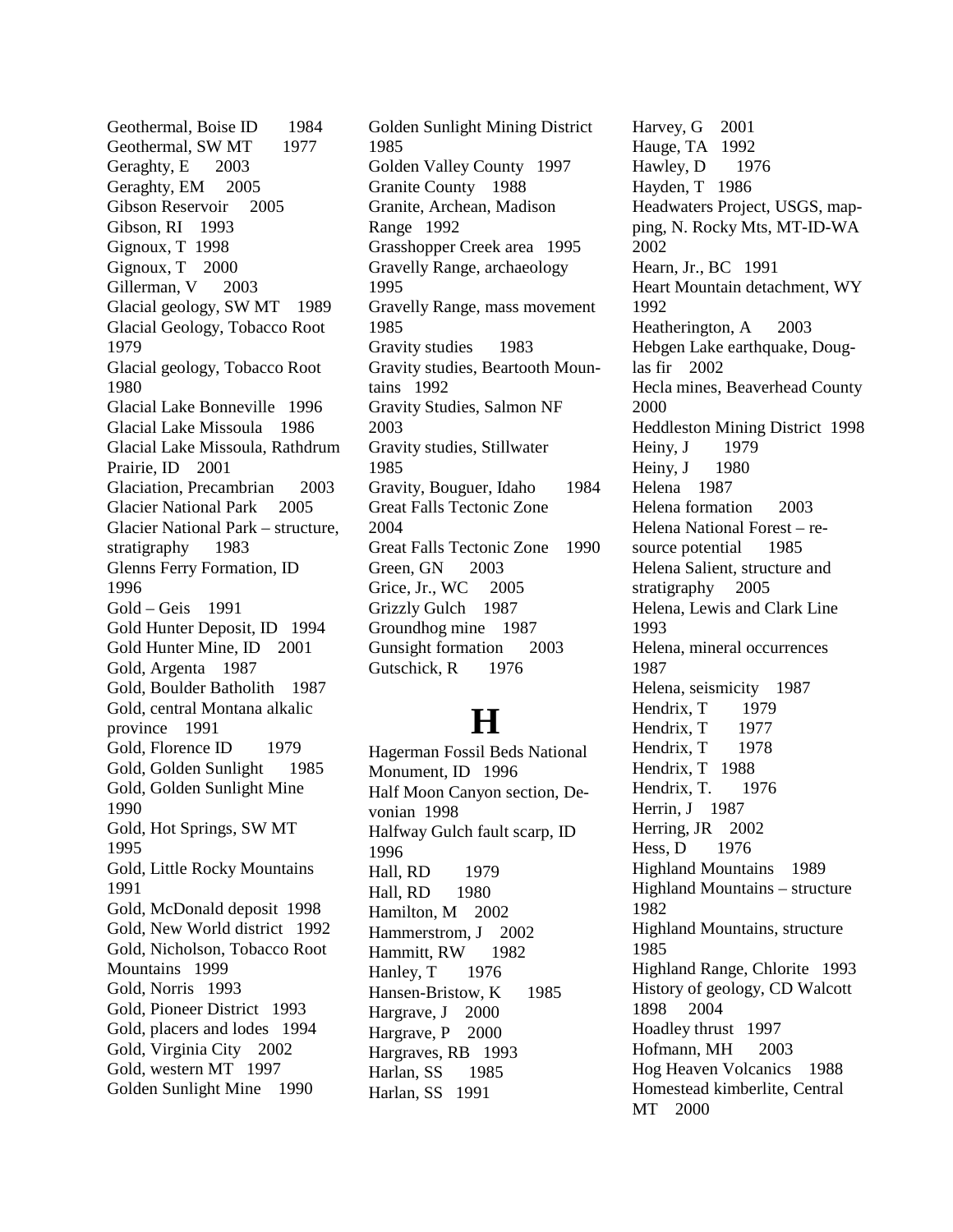Geothermal, Boise ID 1984
Geothermal, SW MT 1977
Geraghty, E 2003
Geraghty, EM 2005
Gibson Reservoir 2005
Gibson, RI 1993
Gignoux, T 1998
Gignoux, T 2000
Gillerman, V 2003
Glacial geology, SW MT 1989
Glacial Geology, Tobacco Root 1979
Glacial geology, Tobacco Root 1980
Glacial Lake Bonneville 1996
Glacial Lake Missoula 1986
Glacial Lake Missoula, Rathdrum Prairie, ID 2001
Glaciation, Precambrian 2003
Glacier National Park 2005
Glacier National Park – structure, stratigraphy 1983
Glenns Ferry Formation, ID 1996
Gold – Geis 1991
Gold Hunter Deposit, ID 1994
Gold Hunter Mine, ID 2001
Gold, Argenta 1987
Gold, Boulder Batholith 1987
Gold, central Montana alkalic province 1991
Gold, Florence ID 1979
Gold, Golden Sunlight 1985
Gold, Golden Sunlight Mine 1990
Gold, Hot Springs, SW MT 1995
Gold, Little Rocky Mountains 1991
Gold, McDonald deposit 1998
Gold, New World district 1992
Gold, Nicholson, Tobacco Root Mountains 1999
Gold, Norris 1993
Gold, Pioneer District 1993
Gold, placers and lodes 1994
Gold, Virginia City 2002
Gold, western MT 1997
Golden Sunlight Mine 1990
Golden Sunlight Mining District 1985
Golden Valley County 1997
Granite County 1988
Granite, Archean, Madison Range 1992
Grasshopper Creek area 1995
Gravelly Range, archaeology 1995
Gravelly Range, mass movement 1985
Gravity studies 1983
Gravity studies, Beartooth Mountains 1992
Gravity Studies, Salmon NF 2003
Gravity studies, Stillwater 1985
Gravity, Bouguer, Idaho 1984
Great Falls Tectonic Zone 2004
Great Falls Tectonic Zone 1990
Green, GN 2003
Grice, Jr., WC 2005
Grizzly Gulch 1987
Groundhog mine 1987
Gunsight formation 2003
Gutschick, R 1976

# H

Hagerman Fossil Beds National Monument, ID 1996
Half Moon Canyon section, Devonian 1998
Halfway Gulch fault scarp, ID 1996
Hall, RD 1979
Hall, RD 1980
Hamilton, M 2002
Hammerstrom, J 2002
Hammitt, RW 1982
Hanley, T 1976
Hansen-Bristow, K 1985
Hargrave, J 2000
Hargrave, P 2000
Hargraves, RB 1993
Harlan, SS 1985
Harlan, SS 1991
Harvey, G 2001
Hauge, TA 1992
Hawley, D 1976
Hayden, T 1986
Headwaters Project, USGS, mapping, N. Rocky Mts, MT-ID-WA 2002
Hearn, Jr., BC 1991
Heart Mountain detachment, WY 1992
Heatherington, A 2003
Hebgen Lake earthquake, Douglas fir 2002
Hecla mines, Beaverhead County 2000
Heddleston Mining District 1998
Heiny, J 1979
Heiny, J 1980
Helena 1987
Helena formation 2003
Helena National Forest – resource potential 1985
Helena Salient, structure and stratigraphy 2005
Helena, Lewis and Clark Line 1993
Helena, mineral occurrences 1987
Helena, seismicity 1987
Hendrix, T 1979
Hendrix, T 1977
Hendrix, T 1978
Hendrix, T 1988
Hendrix, T. 1976
Herrin, J 1987
Herring, JR 2002
Hess, D 1976
Highland Mountains 1989
Highland Mountains – structure 1982
Highland Mountains, structure 1985
Highland Range, Chlorite 1993
History of geology, CD Walcott 1898 2004
Hoadley thrust 1997
Hofmann, MH 2003
Hog Heaven Volcanics 1988
Homestead kimberlite, Central MT 2000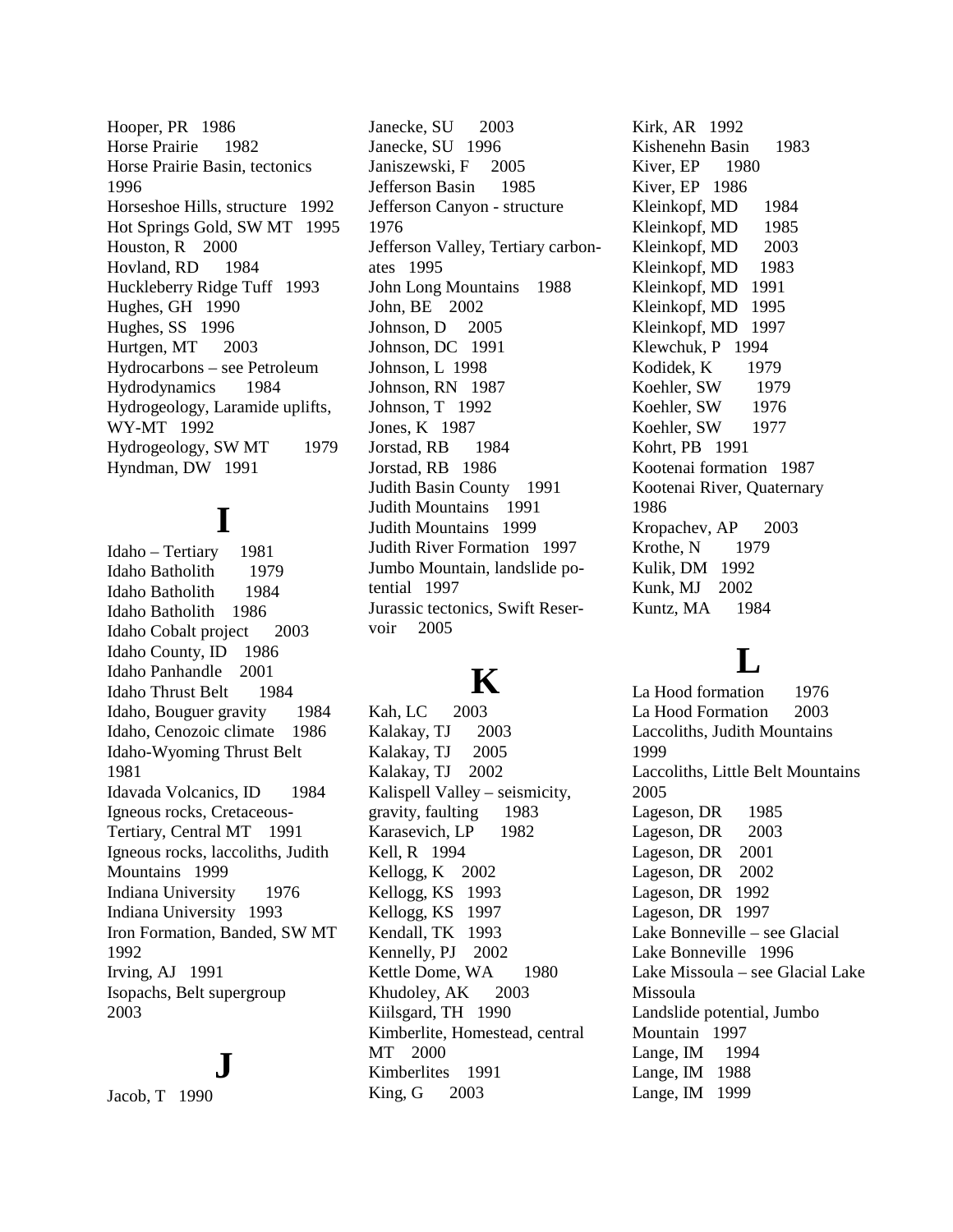Hooper, PR 1986
Horse Prairie 1982
Horse Prairie Basin, tectonics 1996
Horseshoe Hills, structure 1992
Hot Springs Gold, SW MT 1995
Houston, R 2000
Hovland, RD 1984
Huckleberry Ridge Tuff 1993
Hughes, GH 1990
Hughes, SS 1996
Hurtgen, MT 2003
Hydrocarbons – see Petroleum
Hydrodynamics 1984
Hydrogeology, Laramide uplifts, WY-MT 1992
Hydrogeology, SW MT 1979
Hyndman, DW 1991

# I

Idaho – Tertiary 1981
Idaho Batholith 1979
Idaho Batholith 1984
Idaho Batholith 1986
Idaho Cobalt project 2003
Idaho County, ID 1986
Idaho Panhandle 2001
Idaho Thrust Belt 1984
Idaho, Bouguer gravity 1984
Idaho, Cenozoic climate 1986
Idaho-Wyoming Thrust Belt 1981
Idavada Volcanics, ID 1984
Igneous rocks, Cretaceous-Tertiary, Central MT 1991
Igneous rocks, laccoliths, Judith Mountains 1999
Indiana University 1976
Indiana University 1993
Iron Formation, Banded, SW MT 1992
Irving, AJ 1991
Isopachs, Belt supergroup 2003

# J

Jacob, T 1990
Janecke, SU 2003
Janecke, SU 1996
Janiszewski, F 2005
Jefferson Basin 1985
Jefferson Canyon - structure 1976
Jefferson Valley, Tertiary carbonates 1995
John Long Mountains 1988
John, BE 2002
Johnson, D 2005
Johnson, DC 1991
Johnson, L 1998
Johnson, RN 1987
Johnson, T 1992
Jones, K 1987
Jorstad, RB 1984
Jorstad, RB 1986
Judith Basin County 1991
Judith Mountains 1991
Judith Mountains 1999
Judith River Formation 1997
Jumbo Mountain, landslide potential 1997
Jurassic tectonics, Swift Reservoir 2005

# K

Kah, LC 2003
Kalakay, TJ 2003
Kalakay, TJ 2005
Kalakay, TJ 2002
Kalispell Valley – seismicity, gravity, faulting 1983
Karasevich, LP 1982
Kell, R 1994
Kellogg, K 2002
Kellogg, KS 1993
Kellogg, KS 1997
Kendall, TK 1993
Kennelly, PJ 2002
Kettle Dome, WA 1980
Khudoley, AK 2003
Kiilsgard, TH 1990
Kimberlite, Homestead, central MT 2000
Kimberlites 1991
King, G 2003
Kirk, AR 1992
Kishenehn Basin 1983
Kiver, EP 1980
Kiver, EP 1986
Kleinkopf, MD 1984
Kleinkopf, MD 1985
Kleinkopf, MD 2003
Kleinkopf, MD 1983
Kleinkopf, MD 1991
Kleinkopf, MD 1995
Kleinkopf, MD 1997
Klewchuk, P 1994
Kodidek, K 1979
Koehler, SW 1979
Koehler, SW 1976
Koehler, SW 1977
Kohrt, PB 1991
Kootenai formation 1987
Kootenai River, Quaternary 1986
Kropachev, AP 2003
Krothe, N 1979
Kulik, DM 1992
Kunk, MJ 2002
Kuntz, MA 1984

# L

La Hood formation 1976
La Hood Formation 2003
Laccoliths, Judith Mountains 1999
Laccoliths, Little Belt Mountains 2005
Lageson, DR 1985
Lageson, DR 2003
Lageson, DR 2001
Lageson, DR 2002
Lageson, DR 1992
Lageson, DR 1997
Lake Bonneville – see Glacial
Lake Bonneville 1996
Lake Missoula – see Glacial Lake Missoula
Landslide potential, Jumbo Mountain 1997
Lange, IM 1994
Lange, IM 1988
Lange, IM 1999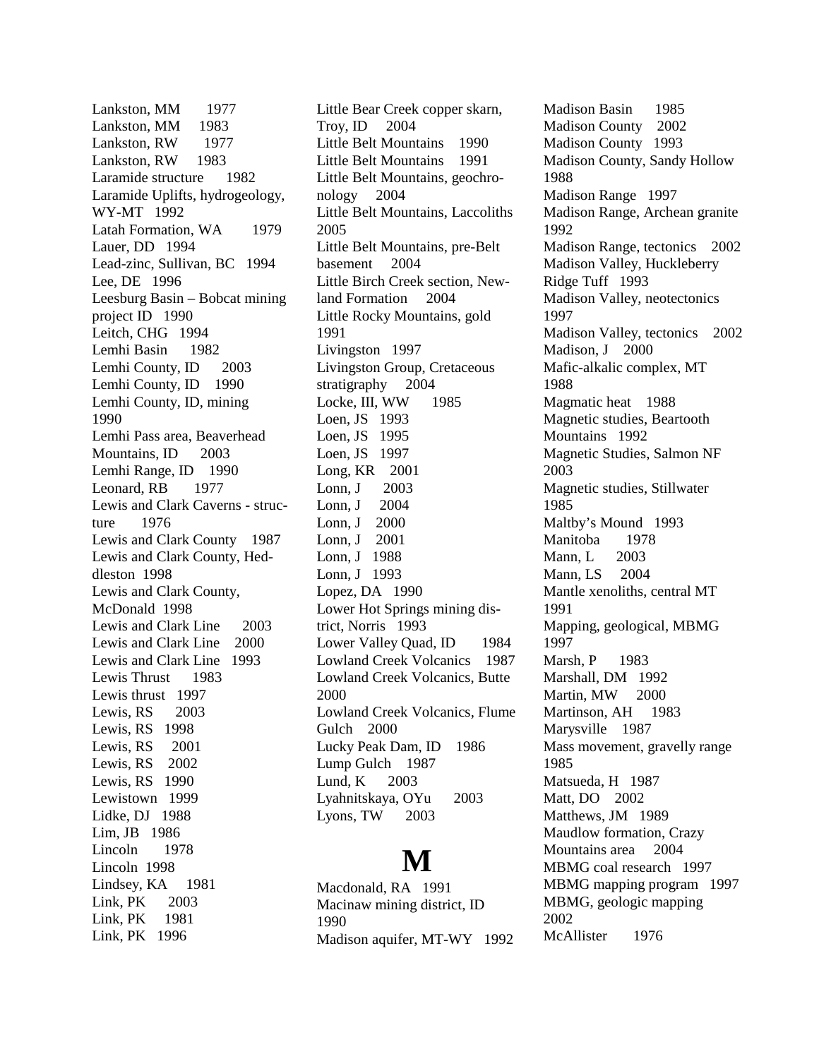Lankston, MM 1977
Lankston, MM 1983
Lankston, RW 1977
Lankston, RW 1983
Laramide structure 1982
Laramide Uplifts, hydrogeology, WY-MT 1992
Latah Formation, WA 1979
Lauer, DD 1994
Lead-zinc, Sullivan, BC 1994
Lee, DE 1996
Leesburg Basin – Bobcat mining project ID 1990
Leitch, CHG 1994
Lemhi Basin 1982
Lemhi County, ID 2003
Lemhi County, ID 1990
Lemhi County, ID, mining 1990
Lemhi Pass area, Beaverhead Mountains, ID 2003
Lemhi Range, ID 1990
Leonard, RB 1977
Lewis and Clark Caverns - structure 1976
Lewis and Clark County 1987
Lewis and Clark County, Heddleston 1998
Lewis and Clark County, McDonald 1998
Lewis and Clark Line 2003
Lewis and Clark Line 2000
Lewis and Clark Line 1993
Lewis Thrust 1983
Lewis thrust 1997
Lewis, RS 2003
Lewis, RS 1998
Lewis, RS 2001
Lewis, RS 2002
Lewis, RS 1990
Lewistown 1999
Lidke, DJ 1988
Lim, JB 1986
Lincoln 1978
Lincoln 1998
Lindsey, KA 1981
Link, PK 2003
Link, PK 1981
Link, PK 1996
Little Bear Creek copper skarn, Troy, ID 2004
Little Belt Mountains 1990
Little Belt Mountains 1991
Little Belt Mountains, geochronology 2004
Little Belt Mountains, Laccoliths 2005
Little Belt Mountains, pre-Belt basement 2004
Little Birch Creek section, Newland Formation 2004
Little Rocky Mountains, gold 1991
Livingston 1997
Livingston Group, Cretaceous stratigraphy 2004
Locke, III, WW 1985
Loen, JS 1993
Loen, JS 1995
Loen, JS 1997
Long, KR 2001
Lonn, J 2003
Lonn, J 2004
Lonn, J 2000
Lonn, J 2001
Lonn, J 1988
Lonn, J 1993
Lopez, DA 1990
Lower Hot Springs mining district, Norris 1993
Lower Valley Quad, ID 1984
Lowland Creek Volcanics 1987
Lowland Creek Volcanics, Butte 2000
Lowland Creek Volcanics, Flume Gulch 2000
Lucky Peak Dam, ID 1986
Lump Gulch 1987
Lund, K 2003
Lyahnitskaya, OYu 2003
Lyons, TW 2003

# M

Macdonald, RA 1991
Macinaw mining district, ID 1990
Madison aquifer, MT-WY 1992
Madison Basin 1985
Madison County 2002
Madison County 1993
Madison County, Sandy Hollow 1988
Madison Range 1997
Madison Range, Archean granite 1992
Madison Range, tectonics 2002
Madison Valley, Huckleberry Ridge Tuff 1993
Madison Valley, neotectonics 1997
Madison Valley, tectonics 2002
Madison, J 2000
Mafic-alkalic complex, MT 1988
Magmatic heat 1988
Magnetic studies, Beartooth Mountains 1992
Magnetic Studies, Salmon NF 2003
Magnetic studies, Stillwater 1985
Maltby's Mound 1993
Manitoba 1978
Mann, L 2003
Mann, LS 2004
Mantle xenoliths, central MT 1991
Mapping, geological, MBMG 1997
Marsh, P 1983
Marshall, DM 1992
Martin, MW 2000
Martinson, AH 1983
Marysville 1987
Mass movement, gravelly range 1985
Matsueda, H 1987
Matt, DO 2002
Matthews, JM 1989
Maudlow formation, Crazy Mountains area 2004
MBMG coal research 1997
MBMG mapping program 1997
MBMG, geologic mapping 2002
McAllister 1976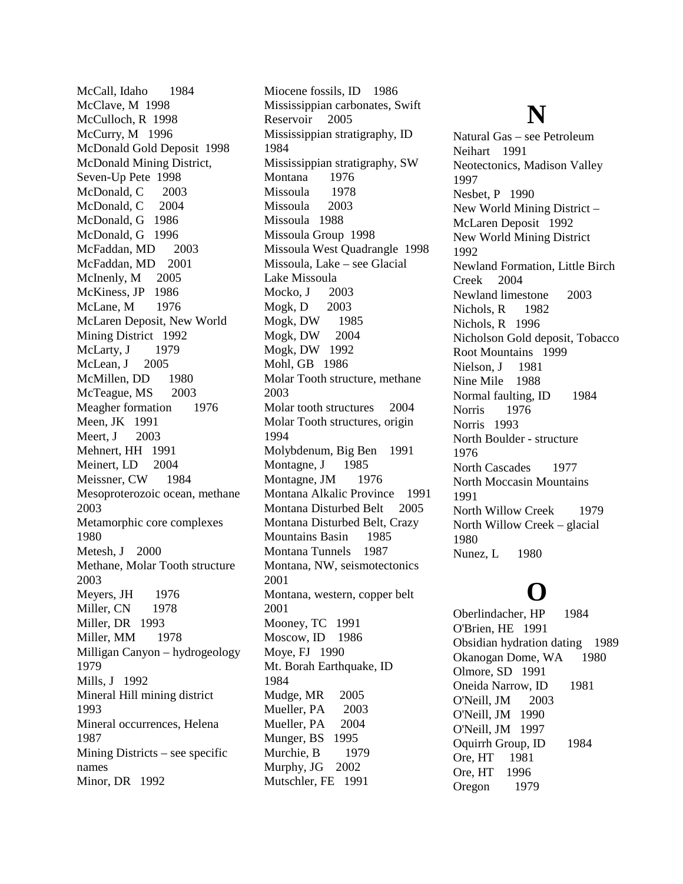McCall, Idaho 1984
McClave, M 1998
McCulloch, R 1998
McCurry, M 1996
McDonald Gold Deposit 1998
McDonald Mining District, Seven-Up Pete 1998
McDonald, C 2003
McDonald, C 2004
McDonald, G 1986
McDonald, G 1996
McFaddan, MD 2003
McFaddan, MD 2001
McInenly, M 2005
McKiness, JP 1986
McLane, M 1976
McLaren Deposit, New World Mining District 1992
McLarty, J 1979
McLean, J 2005
McMillen, DD 1980
McTeague, MS 2003
Meagher formation 1976
Meen, JK 1991
Meert, J 2003
Mehnert, HH 1991
Meinert, LD 2004
Meissner, CW 1984
Mesoproterozoic ocean, methane 2003
Metamorphic core complexes 1980
Metesh, J 2000
Methane, Molar Tooth structure 2003
Meyers, JH 1976
Miller, CN 1978
Miller, DR 1993
Miller, MM 1978
Milligan Canyon – hydrogeology 1979
Mills, J 1992
Mineral Hill mining district 1993
Mineral occurrences, Helena 1987
Mining Districts – see specific names
Minor, DR 1992
Miocene fossils, ID 1986
Mississippian carbonates, Swift Reservoir 2005
Mississippian stratigraphy, ID 1984
Mississippian stratigraphy, SW Montana 1976
Missoula 1978
Missoula 2003
Missoula 1988
Missoula Group 1998
Missoula West Quadrangle 1998
Missoula, Lake – see Glacial Lake Missoula
Mocko, J 2003
Mogk, D 2003
Mogk, DW 1985
Mogk, DW 2004
Mogk, DW 1992
Mohl, GB 1986
Molar Tooth structure, methane 2003
Molar tooth structures 2004
Molar Tooth structures, origin 1994
Molybdenum, Big Ben 1991
Montagne, J 1985
Montagne, JM 1976
Montana Alkalic Province 1991
Montana Disturbed Belt 2005
Montana Disturbed Belt, Crazy Mountains Basin 1985
Montana Tunnels 1987
Montana, NW, seismotectonics 2001
Montana, western, copper belt 2001
Mooney, TC 1991
Moscow, ID 1986
Moye, FJ 1990
Mt. Borah Earthquake, ID 1984
Mudge, MR 2005
Mueller, PA 2003
Mueller, PA 2004
Munger, BS 1995
Murchie, B 1979
Murphy, JG 2002
Mutschler, FE 1991

# N

Natural Gas – see Petroleum
Neihart 1991
Neotectonics, Madison Valley 1997
Nesbet, P 1990
New World Mining District – McLaren Deposit 1992
New World Mining District 1992
Newland Formation, Little Birch Creek 2004
Newland limestone 2003
Nichols, R 1982
Nichols, R 1996
Nicholson Gold deposit, Tobacco Root Mountains 1999
Nielson, J 1981
Nine Mile 1988
Normal faulting, ID 1984
Norris 1976
Norris 1993
North Boulder - structure 1976
North Cascades 1977
North Moccasin Mountains 1991
North Willow Creek 1979
North Willow Creek – glacial 1980
Nunez, L 1980

# O

Oberlindacher, HP 1984
O'Brien, HE 1991
Obsidian hydration dating 1989
Okanogan Dome, WA 1980
Olmore, SD 1991
Oneida Narrow, ID 1981
O'Neill, JM 2003
O'Neill, JM 1990
O'Neill, JM 1997
Oquirrh Group, ID 1984
Ore, HT 1981
Ore, HT 1996
Oregon 1979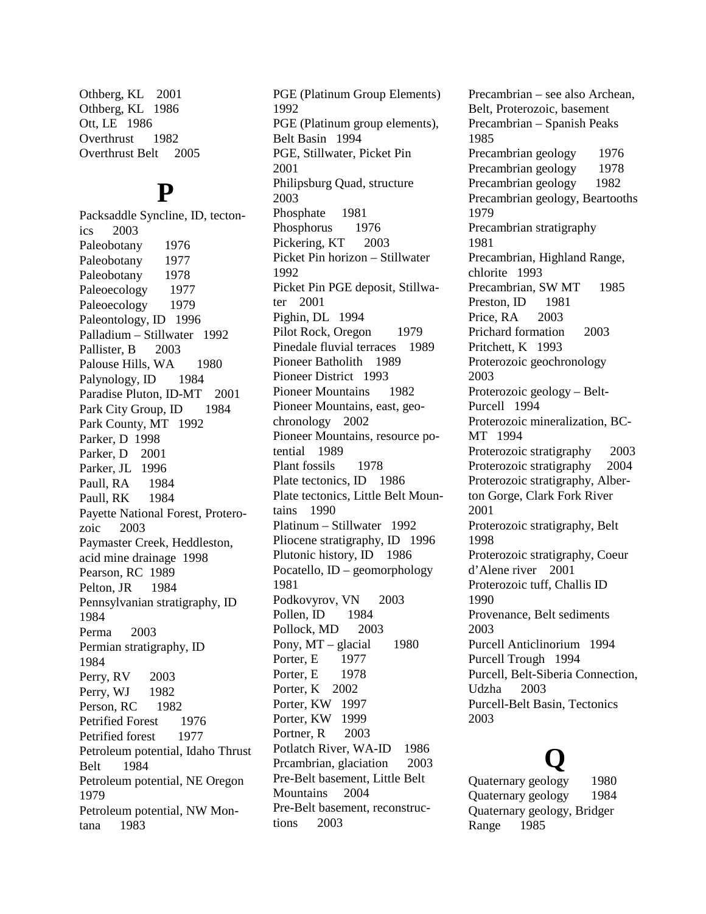Othberg, KL 2001
Othberg, KL 1986
Ott, LE 1986
Overthrust 1982
Overthrust Belt 2005

# P

Packsaddle Syncline, ID, tectonics 2003
Paleobotany 1976
Paleobotany 1977
Paleobotany 1978
Paleoecology 1977
Paleoecology 1979
Paleontology, ID 1996
Palladium – Stillwater 1992
Pallister, B 2003
Palouse Hills, WA 1980
Palynology, ID 1984
Paradise Pluton, ID-MT 2001
Park City Group, ID 1984
Park County, MT 1992
Parker, D 1998
Parker, D 2001
Parker, JL 1996
Paull, RA 1984
Paull, RK 1984
Payette National Forest, Proterozoic 2003
Paymaster Creek, Heddleston, acid mine drainage 1998
Pearson, RC 1989
Pelton, JR 1984
Pennsylvanian stratigraphy, ID 1984
Perma 2003
Permian stratigraphy, ID 1984
Perry, RV 2003
Perry, WJ 1982
Person, RC 1982
Petrified Forest 1976
Petrified forest 1977
Petroleum potential, Idaho Thrust Belt 1984
Petroleum potential, NE Oregon 1979
Petroleum potential, NW Montana 1983
PGE (Platinum Group Elements) 1992
PGE (Platinum group elements), Belt Basin 1994
PGE, Stillwater, Picket Pin 2001
Philipsburg Quad, structure 2003
Phosphate 1981
Phosphorus 1976
Pickering, KT 2003
Picket Pin horizon – Stillwater 1992
Picket Pin PGE deposit, Stillwater 2001
Pighin, DL 1994
Pilot Rock, Oregon 1979
Pinedale fluvial terraces 1989
Pioneer Batholith 1989
Pioneer District 1993
Pioneer Mountains 1982
Pioneer Mountains, east, geochronology 2002
Pioneer Mountains, resource potential 1989
Plant fossils 1978
Plate tectonics, ID 1986
Plate tectonics, Little Belt Mountains 1990
Platinum – Stillwater 1992
Pliocene stratigraphy, ID 1996
Plutonic history, ID 1986
Pocatello, ID – geomorphology 1981
Podkovyrov, VN 2003
Pollen, ID 1984
Pollock, MD 2003
Pony, MT – glacial 1980
Porter, E 1977
Porter, E 1978
Porter, K 2002
Porter, KW 1997
Porter, KW 1999
Portner, R 2003
Potlatch River, WA-ID 1986
Prcambrian, glaciation 2003
Pre-Belt basement, Little Belt Mountains 2004
Pre-Belt basement, reconstructions 2003
Precambrian – see also Archean, Belt, Proterozoic, basement
Precambrian – Spanish Peaks 1985
Precambrian geology 1976
Precambrian geology 1978
Precambrian geology 1982
Precambrian geology, Beartooths 1979
Precambrian stratigraphy 1981
Precambrian, Highland Range, chlorite 1993
Precambrian, SW MT 1985
Preston, ID 1981
Price, RA 2003
Prichard formation 2003
Pritchett, K 1993
Proterozoic geochronology 2003
Proterozoic geology – Belt-Purcell 1994
Proterozoic mineralization, BC-MT 1994
Proterozoic stratigraphy 2003
Proterozoic stratigraphy 2004
Proterozoic stratigraphy, Alberton Gorge, Clark Fork River 2001
Proterozoic stratigraphy, Belt 1998
Proterozoic stratigraphy, Coeur d'Alene river 2001
Proterozoic tuff, Challis ID 1990
Provenance, Belt sediments 2003
Purcell Anticlinorium 1994
Purcell Trough 1994
Purcell, Belt-Siberia Connection, Udzha 2003
Purcell-Belt Basin, Tectonics 2003

# Q

Quaternary geology 1980
Quaternary geology 1984
Quaternary geology, Bridger Range 1985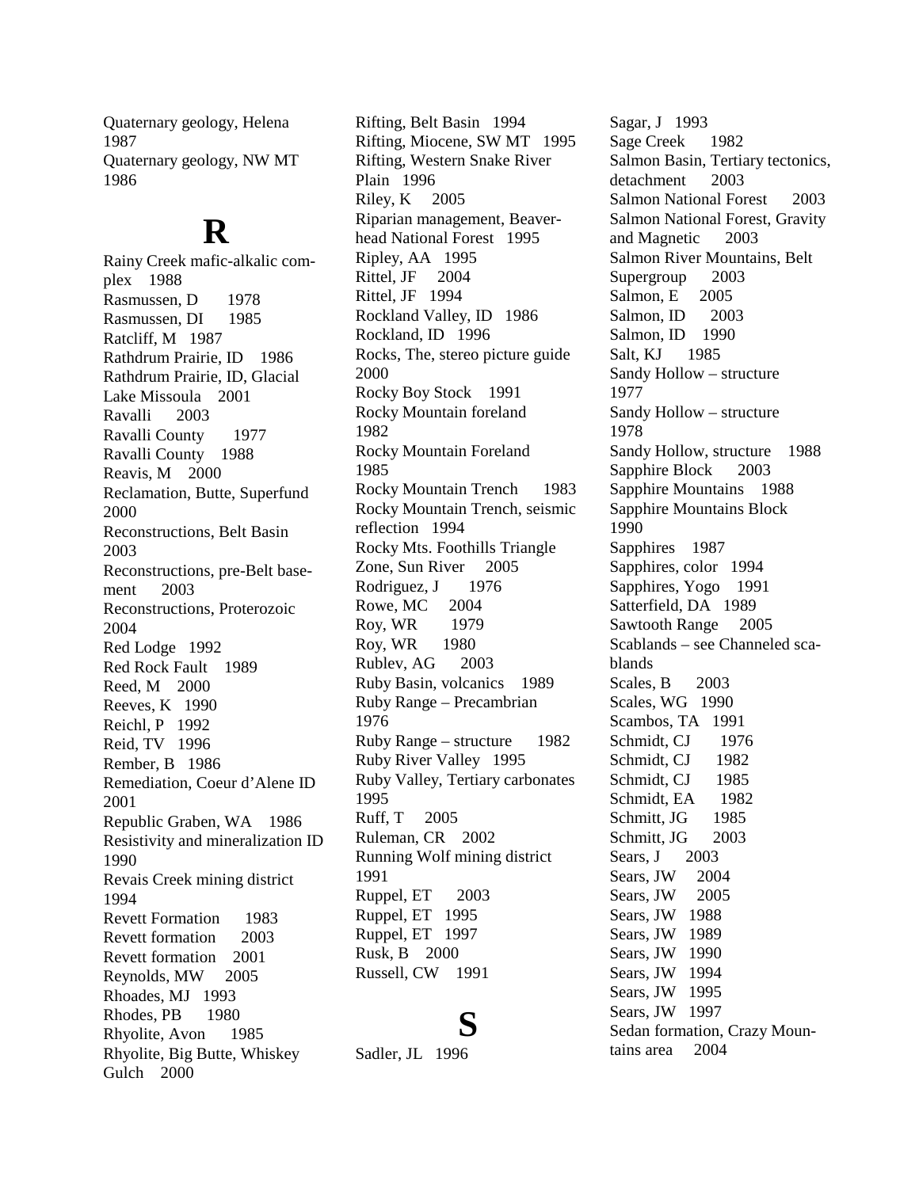Quaternary geology, Helena 1987
Quaternary geology, NW MT 1986

# R

Rainy Creek mafic-alkalic complex 1988
Rasmussen, D 1978
Rasmussen, DI 1985
Ratcliff, M 1987
Rathdrum Prairie, ID 1986
Rathdrum Prairie, ID, Glacial Lake Missoula 2001
Ravalli 2003
Ravalli County 1977
Ravalli County 1988
Reavis, M 2000
Reclamation, Butte, Superfund 2000
Reconstructions, Belt Basin 2003
Reconstructions, pre-Belt basement 2003
Reconstructions, Proterozoic 2004
Red Lodge 1992
Red Rock Fault 1989
Reed, M 2000
Reeves, K 1990
Reichl, P 1992
Reid, TV 1996
Rember, B 1986
Remediation, Coeur d'Alene ID 2001
Republic Graben, WA 1986
Resistivity and mineralization ID 1990
Revais Creek mining district 1994
Revett Formation 1983
Revett formation 2003
Revett formation 2001
Reynolds, MW 2005
Rhoades, MJ 1993
Rhodes, PB 1980
Rhyolite, Avon 1985
Rhyolite, Big Butte, Whiskey Gulch 2000
Rifting, Belt Basin 1994
Rifting, Miocene, SW MT 1995
Rifting, Western Snake River Plain 1996
Riley, K 2005
Riparian management, Beaverhead National Forest 1995
Ripley, AA 1995
Rittel, JF 2004
Rittel, JF 1994
Rockland Valley, ID 1986
Rockland, ID 1996
Rocks, The, stereo picture guide 2000
Rocky Boy Stock 1991
Rocky Mountain foreland 1982
Rocky Mountain Foreland 1985
Rocky Mountain Trench 1983
Rocky Mountain Trench, seismic reflection 1994
Rocky Mts. Foothills Triangle Zone, Sun River 2005
Rodriguez, J 1976
Rowe, MC 2004
Roy, WR 1979
Roy, WR 1980
Rublev, AG 2003
Ruby Basin, volcanics 1989
Ruby Range – Precambrian 1976
Ruby Range – structure 1982
Ruby River Valley 1995
Ruby Valley, Tertiary carbonates 1995
Ruff, T 2005
Ruleman, CR 2002
Running Wolf mining district 1991
Ruppel, ET 2003
Ruppel, ET 1995
Ruppel, ET 1997
Rusk, B 2000
Russell, CW 1991

# S

Sadler, JL 1996
Sagar, J 1993
Sage Creek 1982
Salmon Basin, Tertiary tectonics, detachment 2003
Salmon National Forest 2003
Salmon National Forest, Gravity and Magnetic 2003
Salmon River Mountains, Belt Supergroup 2003
Salmon, E 2005
Salmon, ID 2003
Salmon, ID 1990
Salt, KJ 1985
Sandy Hollow – structure 1977
Sandy Hollow – structure 1978
Sandy Hollow, structure 1988
Sapphire Block 2003
Sapphire Mountains 1988
Sapphire Mountains Block 1990
Sapphires 1987
Sapphires, color 1994
Sapphires, Yogo 1991
Satterfield, DA 1989
Sawtooth Range 2005
Scablands – see Channeled scablands
Scales, B 2003
Scales, WG 1990
Scambos, TA 1991
Schmidt, CJ 1976
Schmidt, CJ 1982
Schmidt, CJ 1985
Schmidt, EA 1982
Schmitt, JG 1985
Schmitt, JG 2003
Sears, J 2003
Sears, JW 2004
Sears, JW 2005
Sears, JW 1988
Sears, JW 1989
Sears, JW 1990
Sears, JW 1994
Sears, JW 1995
Sears, JW 1997
Sedan formation, Crazy Mountains area 2004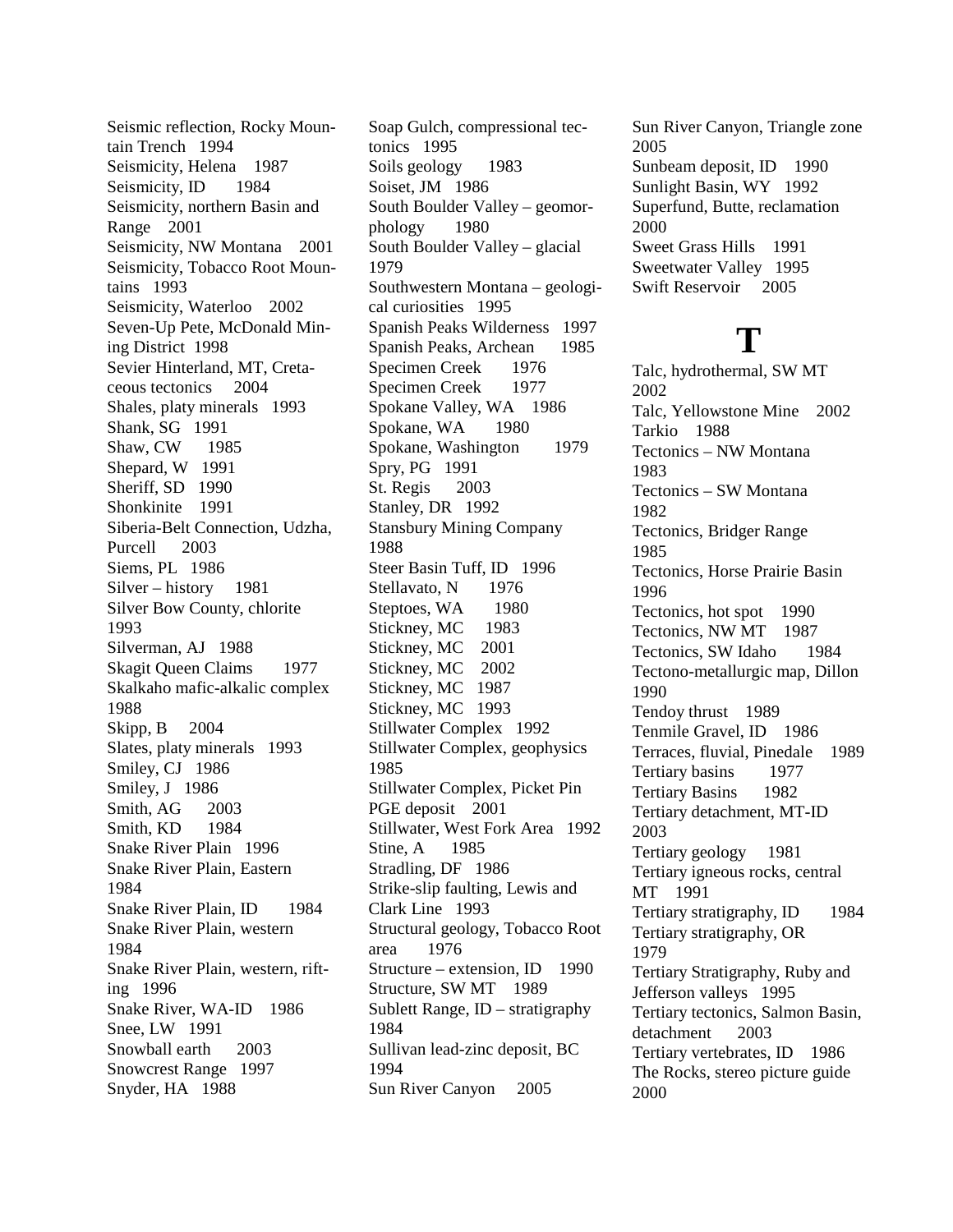Seismic reflection, Rocky Mountain Trench 1994
Seismicity, Helena 1987
Seismicity, ID 1984
Seismicity, northern Basin and Range 2001
Seismicity, NW Montana 2001
Seismicity, Tobacco Root Mountains 1993
Seismicity, Waterloo 2002
Seven-Up Pete, McDonald Mining District 1998
Sevier Hinterland, MT, Cretaceous tectonics 2004
Shales, platy minerals 1993
Shank, SG 1991
Shaw, CW 1985
Shepard, W 1991
Sheriff, SD 1990
Shonkinite 1991
Siberia-Belt Connection, Udzha, Purcell 2003
Siems, PL 1986
Silver – history 1981
Silver Bow County, chlorite 1993
Silverman, AJ 1988
Skagit Queen Claims 1977
Skalkaho mafic-alkalic complex 1988
Skipp, B 2004
Slates, platy minerals 1993
Smiley, CJ 1986
Smiley, J 1986
Smith, AG 2003
Smith, KD 1984
Snake River Plain 1996
Snake River Plain, Eastern 1984
Snake River Plain, ID 1984
Snake River Plain, western 1984
Snake River Plain, western, rifting 1996
Snake River, WA-ID 1986
Snee, LW 1991
Snowball earth 2003
Snowcrest Range 1997
Snyder, HA 1988
Soap Gulch, compressional tectonics 1995
Soils geology 1983
Soiset, JM 1986
South Boulder Valley – geomorphology 1980
South Boulder Valley – glacial 1979
Southwestern Montana – geological curiosities 1995
Spanish Peaks Wilderness 1997
Spanish Peaks, Archean 1985
Specimen Creek 1976
Specimen Creek 1977
Spokane Valley, WA 1986
Spokane, WA 1980
Spokane, Washington 1979
Spry, PG 1991
St. Regis 2003
Stanley, DR 1992
Stansbury Mining Company 1988
Steer Basin Tuff, ID 1996
Stellavato, N 1976
Steptoes, WA 1980
Stickney, MC 1983
Stickney, MC 2001
Stickney, MC 2002
Stickney, MC 1987
Stickney, MC 1993
Stillwater Complex 1992
Stillwater Complex, geophysics 1985
Stillwater Complex, Picket Pin PGE deposit 2001
Stillwater, West Fork Area 1992
Stine, A 1985
Stradling, DF 1986
Strike-slip faulting, Lewis and Clark Line 1993
Structural geology, Tobacco Root area 1976
Structure – extension, ID 1990
Structure, SW MT 1989
Sublett Range, ID – stratigraphy 1984
Sullivan lead-zinc deposit, BC 1994
Sun River Canyon 2005
Sun River Canyon, Triangle zone 2005
Sunbeam deposit, ID 1990
Sunlight Basin, WY 1992
Superfund, Butte, reclamation 2000
Sweet Grass Hills 1991
Sweetwater Valley 1995
Swift Reservoir 2005

# T

Talc, hydrothermal, SW MT 2002
Talc, Yellowstone Mine 2002
Tarkio 1988
Tectonics – NW Montana 1983
Tectonics – SW Montana 1982
Tectonics, Bridger Range 1985
Tectonics, Horse Prairie Basin 1996
Tectonics, hot spot 1990
Tectonics, NW MT 1987
Tectonics, SW Idaho 1984
Tectono-metallurgic map, Dillon 1990
Tendoy thrust 1989
Tenmile Gravel, ID 1986
Terraces, fluvial, Pinedale 1989
Tertiary basins 1977
Tertiary Basins 1982
Tertiary detachment, MT-ID 2003
Tertiary geology 1981
Tertiary igneous rocks, central MT 1991
Tertiary stratigraphy, ID 1984
Tertiary stratigraphy, OR 1979
Tertiary Stratigraphy, Ruby and Jefferson valleys 1995
Tertiary tectonics, Salmon Basin, detachment 2003
Tertiary vertebrates, ID 1986
The Rocks, stereo picture guide 2000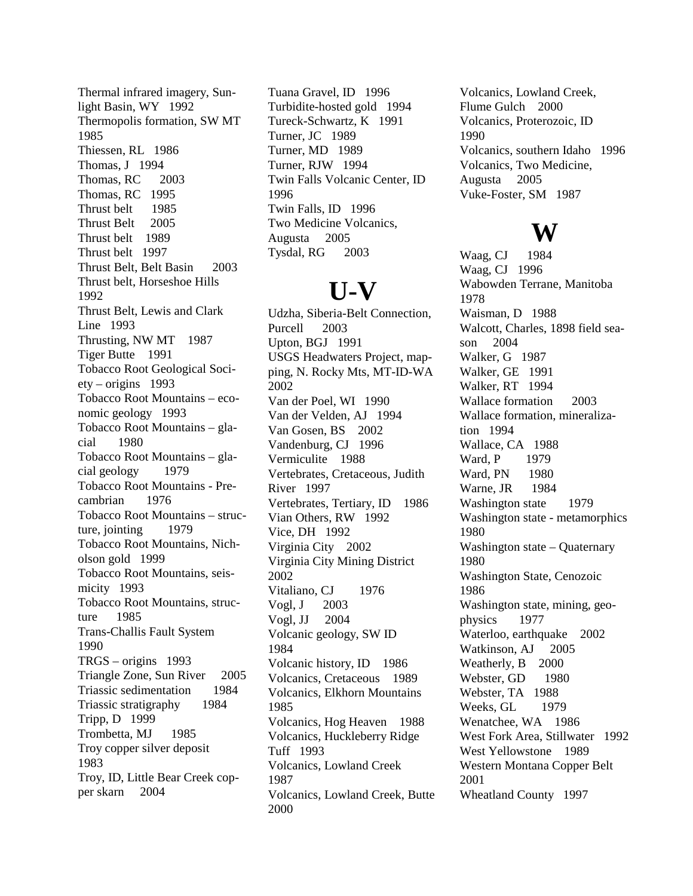Thermal infrared imagery, Sunlight Basin, WY 1992
Thermopolis formation, SW MT 1985
Thiessen, RL 1986
Thomas, J 1994
Thomas, RC 2003
Thomas, RC 1995
Thrust belt 1985
Thrust Belt 2005
Thrust belt 1989
Thrust belt 1997
Thrust Belt, Belt Basin 2003
Thrust belt, Horseshoe Hills 1992
Thrust Belt, Lewis and Clark Line 1993
Thrusting, NW MT 1987
Tiger Butte 1991
Tobacco Root Geological Society – origins 1993
Tobacco Root Mountains – economic geology 1993
Tobacco Root Mountains – glacial 1980
Tobacco Root Mountains – glacial geology 1979
Tobacco Root Mountains - Precambrian 1976
Tobacco Root Mountains – structure, jointing 1979
Tobacco Root Mountains, Nicholson gold 1999
Tobacco Root Mountains, seismicity 1993
Tobacco Root Mountains, structure 1985
Trans-Challis Fault System 1990
TRGS – origins 1993
Triangle Zone, Sun River 2005
Triassic sedimentation 1984
Triassic stratigraphy 1984
Tripp, D 1999
Trombetta, MJ 1985
Troy copper silver deposit 1983
Troy, ID, Little Bear Creek copper skarn 2004
Tuana Gravel, ID 1996
Turbidite-hosted gold 1994
Tureck-Schwartz, K 1991
Turner, JC 1989
Turner, MD 1989
Turner, RJW 1994
Twin Falls Volcanic Center, ID 1996
Twin Falls, ID 1996
Two Medicine Volcanics, Augusta 2005
Tysdal, RG 2003

# U-V

Udzha, Siberia-Belt Connection, Purcell 2003
Upton, BGJ 1991
USGS Headwaters Project, mapping, N. Rocky Mts, MT-ID-WA 2002
Van der Poel, WI 1990
Van der Velden, AJ 1994
Van Gosen, BS 2002
Vandenburg, CJ 1996
Vermiculite 1988
Vertebrates, Cretaceous, Judith River 1997
Vertebrates, Tertiary, ID 1986
Vian Others, RW 1992
Vice, DH 1992
Virginia City 2002
Virginia City Mining District 2002
Vitaliano, CJ 1976
Vogl, J 2003
Vogl, JJ 2004
Volcanic geology, SW ID 1984
Volcanic history, ID 1986
Volcanics, Cretaceous 1989
Volcanics, Elkhorn Mountains 1985
Volcanics, Hog Heaven 1988
Volcanics, Huckleberry Ridge Tuff 1993
Volcanics, Lowland Creek 1987
Volcanics, Lowland Creek, Butte 2000
Volcanics, Lowland Creek, Flume Gulch 2000
Volcanics, Proterozoic, ID 1990
Volcanics, southern Idaho 1996
Volcanics, Two Medicine, Augusta 2005
Vuke-Foster, SM 1987

# W

Waag, CJ 1984
Waag, CJ 1996
Wabowden Terrane, Manitoba 1978
Waisman, D 1988
Walcott, Charles, 1898 field season 2004
Walker, G 1987
Walker, GE 1991
Walker, RT 1994
Wallace formation 2003
Wallace formation, mineralization 1994
Wallace, CA 1988
Ward, P 1979
Ward, PN 1980
Warne, JR 1984
Washington state 1979
Washington state - metamorphics 1980
Washington state – Quaternary 1980
Washington State, Cenozoic 1986
Washington state, mining, geophysics 1977
Waterloo, earthquake 2002
Watkinson, AJ 2005
Weatherly, B 2000
Webster, GD 1980
Webster, TA 1988
Weeks, GL 1979
Wenatchee, WA 1986
West Fork Area, Stillwater 1992
West Yellowstone 1989
Western Montana Copper Belt 2001
Wheatland County 1997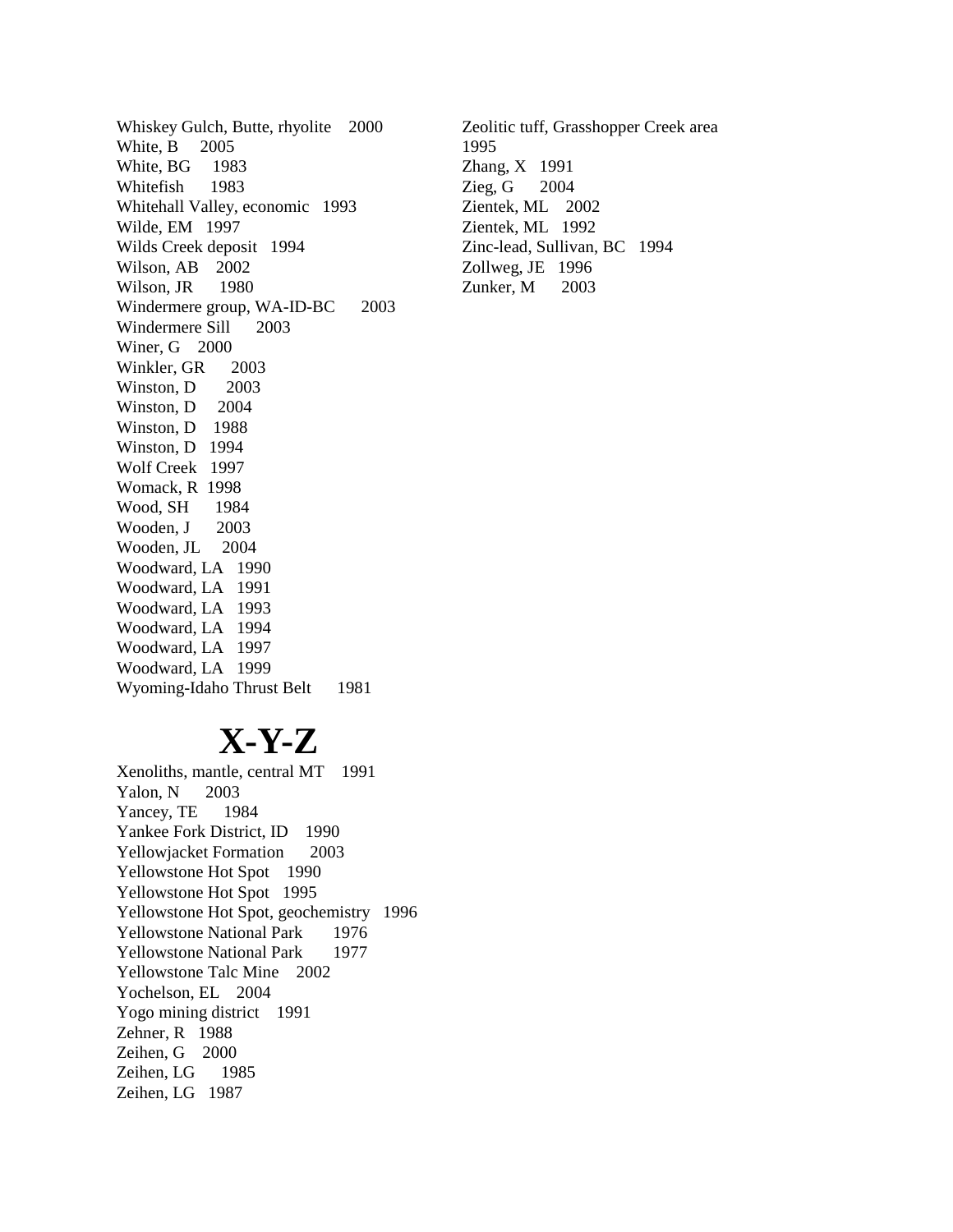Whiskey Gulch, Butte, rhyolite 2000
White, B 2005
White, BG 1983
Whitefish 1983
Whitehall Valley, economic 1993
Wilde, EM 1997
Wilds Creek deposit 1994
Wilson, AB 2002
Wilson, JR 1980
Windermere group, WA-ID-BC 2003
Windermere Sill 2003
Winer, G 2000
Winkler, GR 2003
Winston, D 2003
Winston, D 2004
Winston, D 1988
Winston, D 1994
Wolf Creek 1997
Womack, R 1998
Wood, SH 1984
Wooden, J 2003
Wooden, JL 2004
Woodward, LA 1990
Woodward, LA 1991
Woodward, LA 1993
Woodward, LA 1994
Woodward, LA 1997
Woodward, LA 1999
Wyoming-Idaho Thrust Belt 1981

# X-Y-Z

Xenoliths, mantle, central MT 1991
Yalon, N 2003
Yancey, TE 1984
Yankee Fork District, ID 1990
Yellowjacket Formation 2003
Yellowstone Hot Spot 1990
Yellowstone Hot Spot 1995
Yellowstone Hot Spot, geochemistry 1996
Yellowstone National Park 1976
Yellowstone National Park 1977
Yellowstone Talc Mine 2002
Yochelson, EL 2004
Yogo mining district 1991
Zehner, R 1988
Zeihen, G 2000
Zeihen, LG 1985
Zeihen, LG 1987
Zeolitic tuff, Grasshopper Creek area 1995
Zhang, X 1991
Zieg, G 2004
Zientek, ML 2002
Zientek, ML 1992
Zinc-lead, Sullivan, BC 1994
Zollweg, JE 1996
Zunker, M 2003